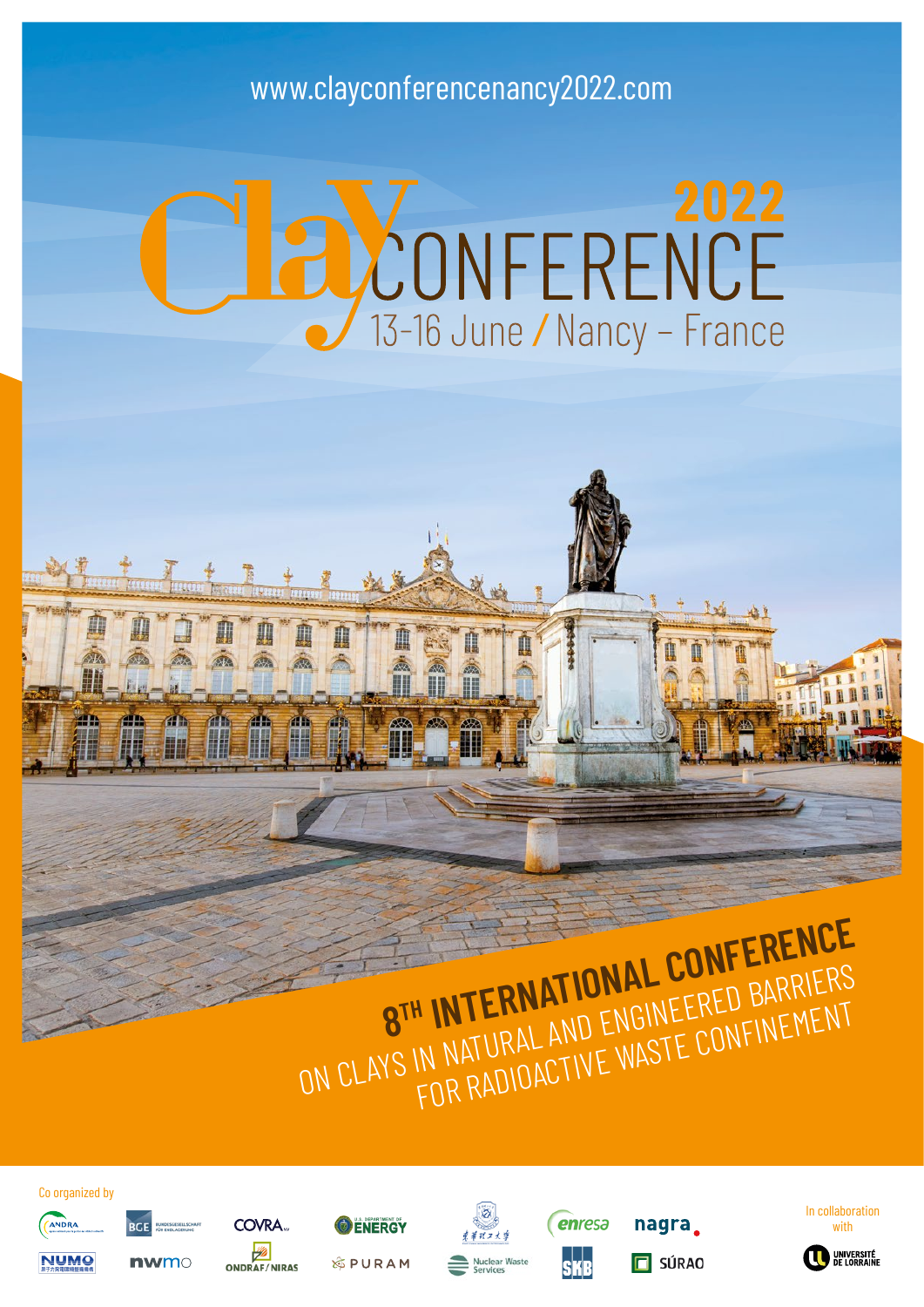www.clayconferencenancy2022.com

# Clay CONFERENCE 2022

13-16 June / Nancy – France

## 8TH INTERNATIONAL CONFERENCE

ON CLAYS IN NATURAL AND ENGINEERED BARRIERS FOR RADIOACTIVE WASTE CONFINEMENT

Co organized by

ANDRA · BGE Bundesgesellschaft für Endlagerung · COVRA · U.S. Department of Energy · enresa · nagra · NUMO · nwmo · ONDRAF/NIRAS · PURAM · Nuclear Waste Services · SKB · SÚRAO

In collaboration with

Université de Lorraine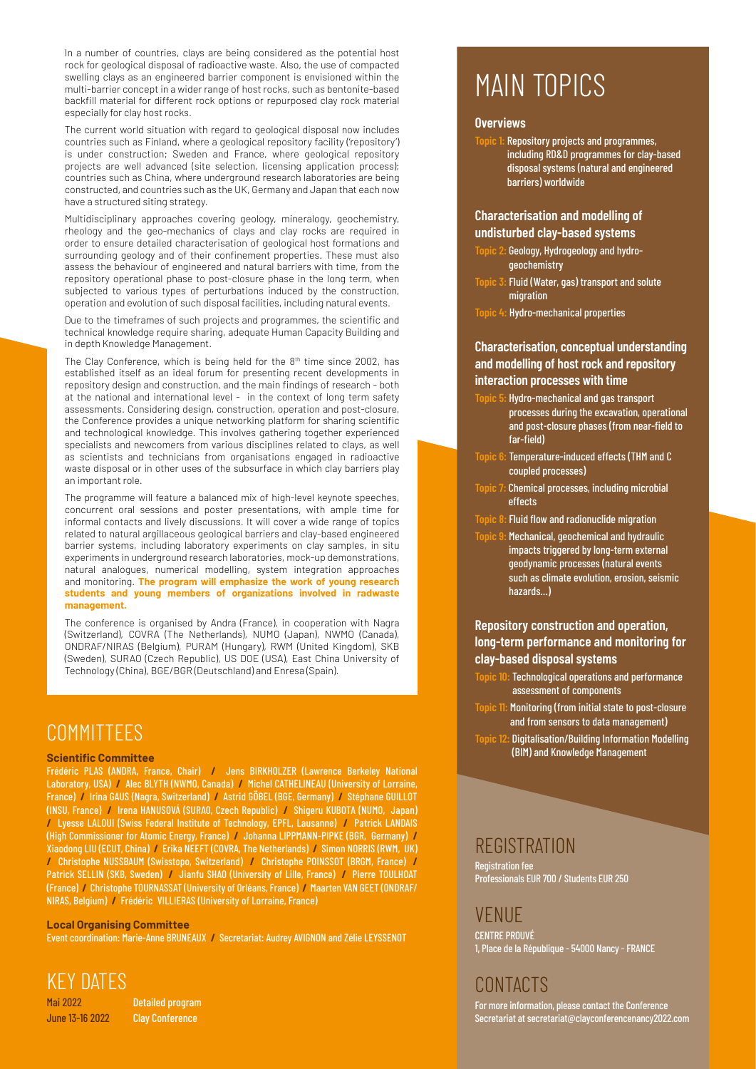In a number of countries, clays are being considered as the potential host rock for geological disposal of radioactive waste. Also, the use of compacted swelling clays as an engineered barrier component is envisioned within the multi-barrier concept in a wider range of host rocks, such as bentonite-based backfill material for different rock options or repurposed clay rock material especially for clay host rocks.

The current world situation with regard to geological disposal now includes countries such as Finland, where a geological repository facility ('repository') is under construction; Sweden and France, where geological repository projects are well advanced (site selection, licensing application process); countries such as China, where underground research laboratories are being constructed, and countries such as the UK, Germany and Japan that each now have a structured siting strategy.

Multidisciplinary approaches covering geology, mineralogy, geochemistry, rheology and the geo-mechanics of clays and clay rocks are required in order to ensure detailed characterisation of geological host formations and surrounding geology and of their confinement properties. These must also assess the behaviour of engineered and natural barriers with time, from the repository operational phase to post-closure phase in the long term, when subjected to various types of perturbations induced by the construction, operation and evolution of such disposal facilities, including natural events.

Due to the timeframes of such projects and programmes, the scientific and technical knowledge require sharing, adequate Human Capacity Building and in depth Knowledge Management.

The Clay Conference, which is being held for the 8th time since 2002, has established itself as an ideal forum for presenting recent developments in repository design and construction, and the main findings of research - both at the national and international level - in the context of long term safety assessments. Considering design, construction, operation and post-closure, the Conference provides a unique networking platform for sharing scientific and technological knowledge. This involves gathering together experienced specialists and newcomers from various disciplines related to clays, as well as scientists and technicians from organisations engaged in radioactive waste disposal or in other uses of the subsurface in which clay barriers play an important role.

The programme will feature a balanced mix of high-level keynote speeches, concurrent oral sessions and poster presentations, with ample time for informal contacts and lively discussions. It will cover a wide range of topics related to natural argillaceous geological barriers and clay-based engineered barrier systems, including laboratory experiments on clay samples, in situ experiments in underground research laboratories, mock-up demonstrations, natural analogues, numerical modelling, system integration approaches and monitoring. **The program will emphasize the work of young research students and young members of organizations involved in radwaste management.**

The conference is organised by Andra (France), in cooperation with Nagra (Switzerland), COVRA (The Netherlands), NUMO (Japan), NWMO (Canada), ONDRAF/NIRAS (Belgium), PURAM (Hungary), RWM (United Kingdom), SKB (Sweden), SURAO (Czech Republic), US DOE (USA), East China University of Technology (China), BGE/BGR (Deutschland) and Enresa (Spain).

# MAIN TOPICS

### Overviews

**Topic 1:** Repository projects and programmes, including RD&D programmes for clay-based disposal systems (natural and engineered barriers) worldwide

### Characterisation and modelling of undisturbed clay-based systems

**Topic 2:** Geology, Hydrogeology and hydro-geochemistry

**Topic 3:** Fluid (Water, gas) transport and solute migration

**Topic 4:** Hydro-mechanical properties

### Characterisation, conceptual understanding and modelling of host rock and repository interaction processes with time

**Topic 5:** Hydro-mechanical and gas transport processes during the excavation, operational and post-closure phases (from near-field to far-field)

**Topic 6:** Temperature-induced effects (THM and C coupled processes)

**Topic 7:** Chemical processes, including microbial effects

**Topic 8:** Fluid flow and radionuclide migration

**Topic 9:** Mechanical, geochemical and hydraulic impacts triggered by long-term external geodynamic processes (natural events such as climate evolution, erosion, seismic hazards...)

### Repository construction and operation, long-term performance and monitoring for clay-based disposal systems

**Topic 10:** Technological operations and performance assessment of components

**Topic 11:** Monitoring (from initial state to post-closure and from sensors to data management)

**Topic 12:** Digitalisation/Building Information Modelling (BIM) and Knowledge Management

# COMMITTEES

### Scientific Committee

Frédéric PLAS (ANDRA, France, Chair) / Jens BIRKHOLZER (Lawrence Berkeley National Laboratory, USA) / Alec BLYTH (NWMO, Canada) / Michel CATHELINEAU (University of Lorraine, France) / Irina GAUS (Nagra, Switzerland) / Astrid GÖBEL (BGE, Germany) / Stéphane GUILLOT (INSU, France) / Irena HANUSOVÁ (SURAO, Czech Republic) / Shigeru KUBOTA (NUMO, Japan) / Lyesse LALOUI (Swiss Federal Institute of Technology, EPFL, Lausanne) / Patrick LANDAIS (High Commissioner for Atomic Energy, France) / Johanna LIPPMANN-PIPKE (BGR, Germany) / Xiaodong LIU (ECUT, China) / Erika NEEFT (COVRA, The Netherlands) / Simon NORRIS (RWM, UK) / Christophe NUSSBAUM (Swisstopo, Switzerland) / Christophe POINSSOT (BRGM, France) / Patrick SELLIN (SKB, Sweden) / Jianfu SHAO (University of Lille, France) / Pierre TOULHOAT (France) / Christophe TOURNASSAT (University of Orléans, France) / Maarten VAN GEET (ONDRAF/NIRAS, Belgium) / Frédéric VILLIERAS (University of Lorraine, France)

### Local Organising Committee

Event coordination: Marie-Anne BRUNEAUX / Secretariat: Audrey AVIGNON and Zélie LEYSSENOT

# KEY DATES

| | |
|---|---|
| Mai 2022 | Detailed program |
| June 13-16 2022 | Clay Conference |

# REGISTRATION

Registration fee
Professionals EUR 700 / Students EUR 250

# VENUE

CENTRE PROUVÉ
1, Place de la République - 54000 Nancy - FRANCE

# CONTACTS

For more information, please contact the Conference Secretariat at secretariat@clayconferencenancy2022.com